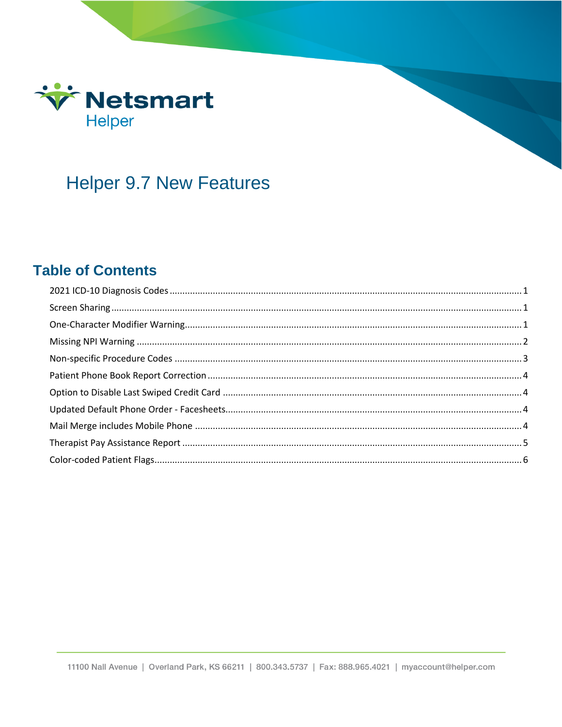Netsmart Helper

# Helper 9.7 New Features

## Table of Contents

- 2021 ICD-10 Diagnosis Codes ........ 1
- Screen Sharing ........ 1
- One-Character Modifier Warning ........ 1
- Missing NPI Warning ........ 2
- Non-specific Procedure Codes ........ 3
- Patient Phone Book Report Correction ........ 4
- Option to Disable Last Swiped Credit Card ........ 4
- Updated Default Phone Order - Facesheets ........ 4
- Mail Merge includes Mobile Phone ........ 4
- Therapist Pay Assistance Report ........ 5
- Color-coded Patient Flags ........ 6

11100 Nall Avenue | Overland Park, KS 66211 | 800.343.5737 | Fax: 888.965.4021 | myaccount@helper.com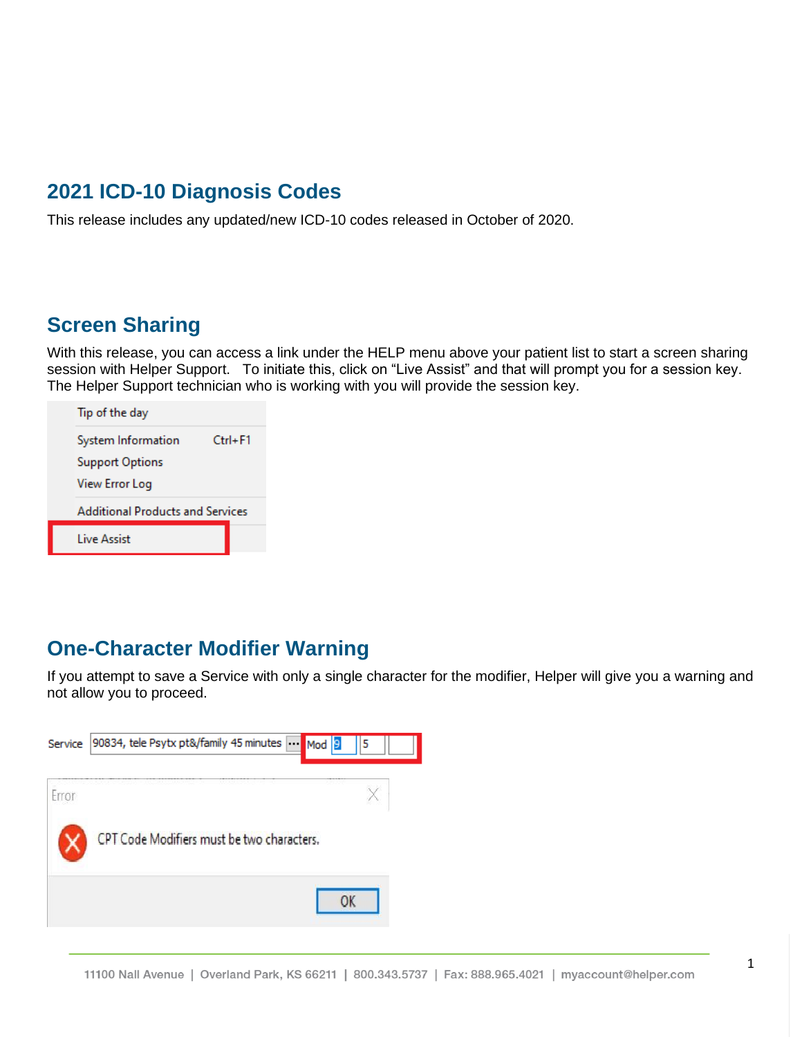## 2021 ICD-10 Diagnosis Codes

This release includes any updated/new ICD-10 codes released in October of 2020.

## Screen Sharing

With this release, you can access a link under the HELP menu above your patient list to start a screen sharing session with Helper Support. To initiate this, click on "Live Assist" and that will prompt you for a session key. The Helper Support technician who is working with you will provide the session key.

## One-Character Modifier Warning

If you attempt to save a Service with only a single character for the modifier, Helper will give you a warning and not allow you to proceed.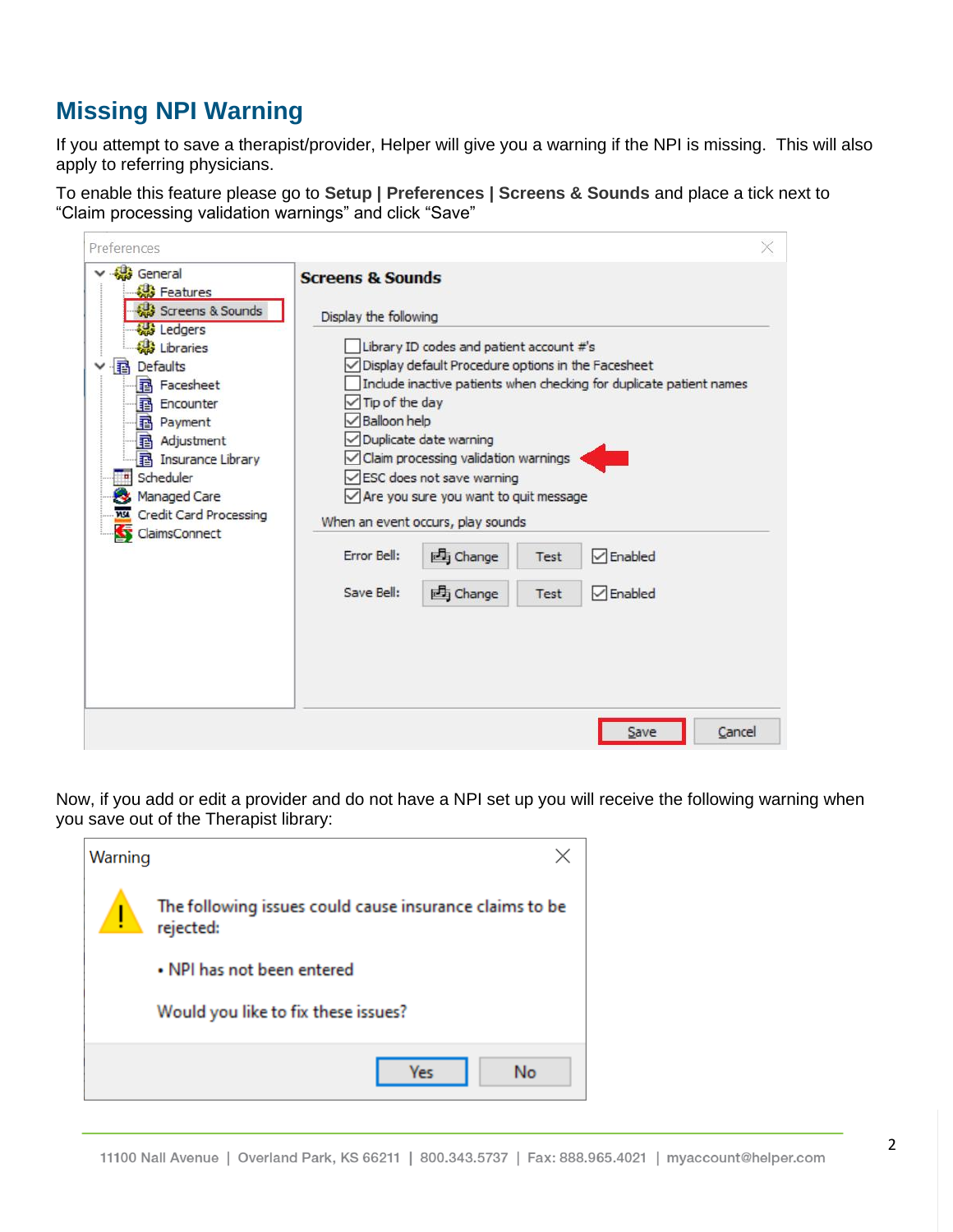## Missing NPI Warning

If you attempt to save a therapist/provider, Helper will give you a warning if the NPI is missing. This will also apply to referring physicians.

To enable this feature please go to **Setup | Preferences | Screens & Sounds** and place a tick next to "Claim processing validation warnings" and click "Save"

Now, if you add or edit a provider and do not have a NPI set up you will receive the following warning when you save out of the Therapist library:

11100 Nall Avenue | Overland Park, KS 66211 | 800.343.5737 | Fax: 888.965.4021 | myaccount@helper.com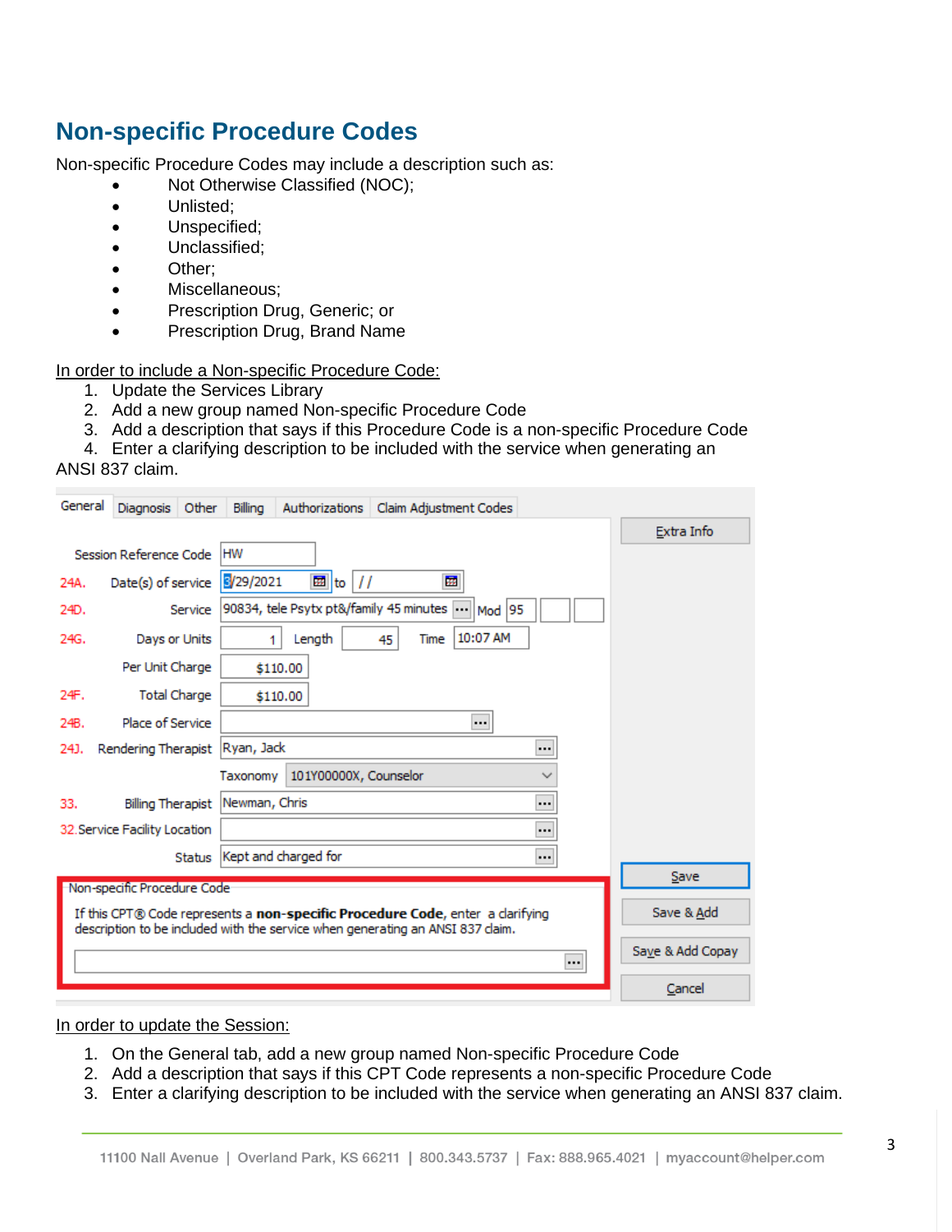## Non-specific Procedure Codes

Non-specific Procedure Codes may include a description such as:

- Not Otherwise Classified (NOC);
- Unlisted;
- Unspecified;
- Unclassified;
- Other;
- Miscellaneous;
- Prescription Drug, Generic; or
- Prescription Drug, Brand Name

In order to include a Non-specific Procedure Code:

1. Update the Services Library
2. Add a new group named Non-specific Procedure Code
3. Add a description that says if this Procedure Code is a non-specific Procedure Code
4. Enter a clarifying description to be included with the service when generating an ANSI 837 claim.

In order to update the Session:

1. On the General tab, add a new group named Non-specific Procedure Code
2. Add a description that says if this CPT Code represents a non-specific Procedure Code
3. Enter a clarifying description to be included with the service when generating an ANSI 837 claim.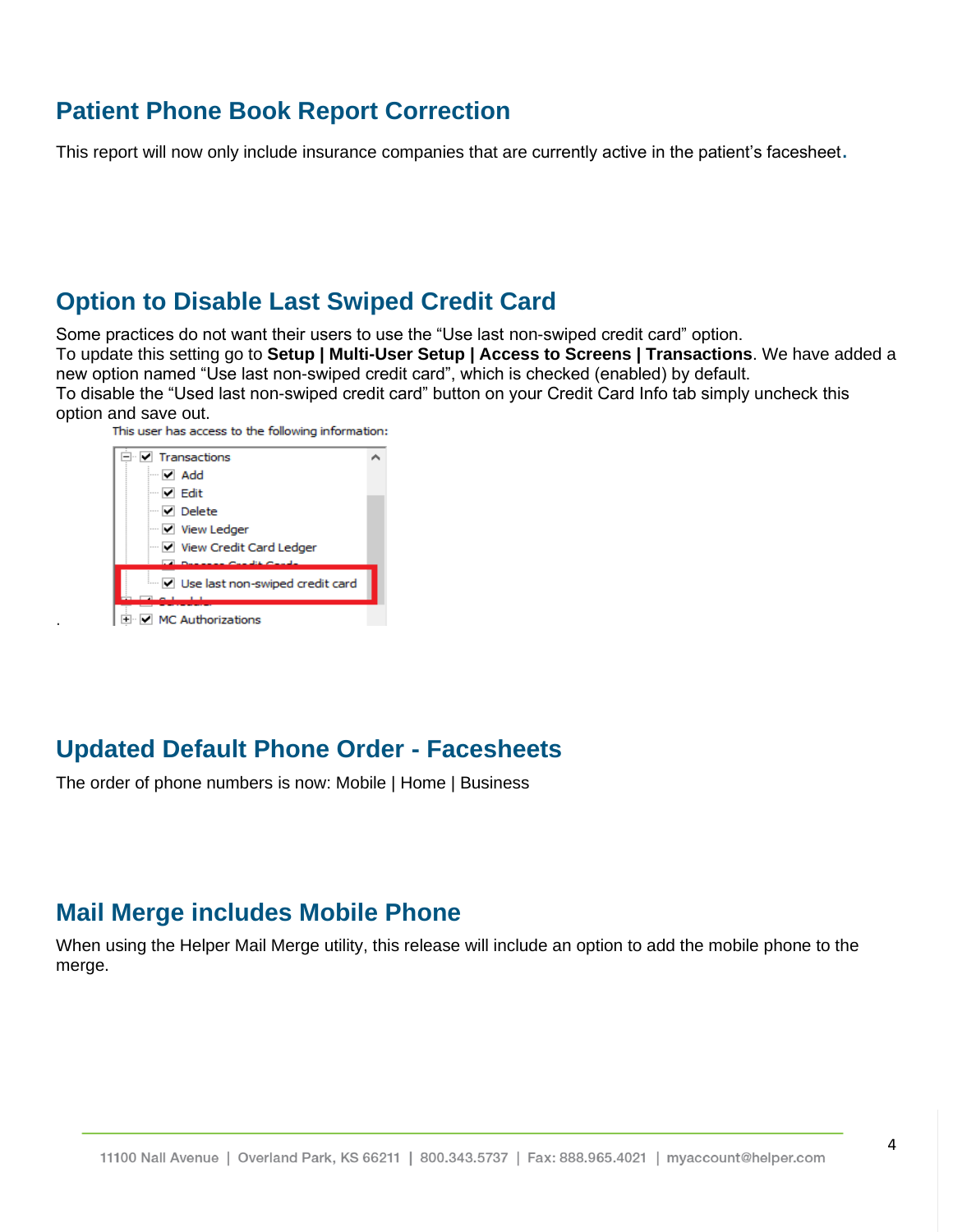## Patient Phone Book Report Correction

This report will now only include insurance companies that are currently active in the patient's facesheet.

## Option to Disable Last Swiped Credit Card

Some practices do not want their users to use the "Use last non-swiped credit card" option.
To update this setting go to **Setup | Multi-User Setup | Access to Screens | Transactions**. We have added a new option named "Use last non-swiped credit card", which is checked (enabled) by default.
To disable the "Used last non-swiped credit card" button on your Credit Card Info tab simply uncheck this option and save out.

## Updated Default Phone Order - Facesheets

The order of phone numbers is now: Mobile | Home | Business

## Mail Merge includes Mobile Phone

When using the Helper Mail Merge utility, this release will include an option to add the mobile phone to the merge.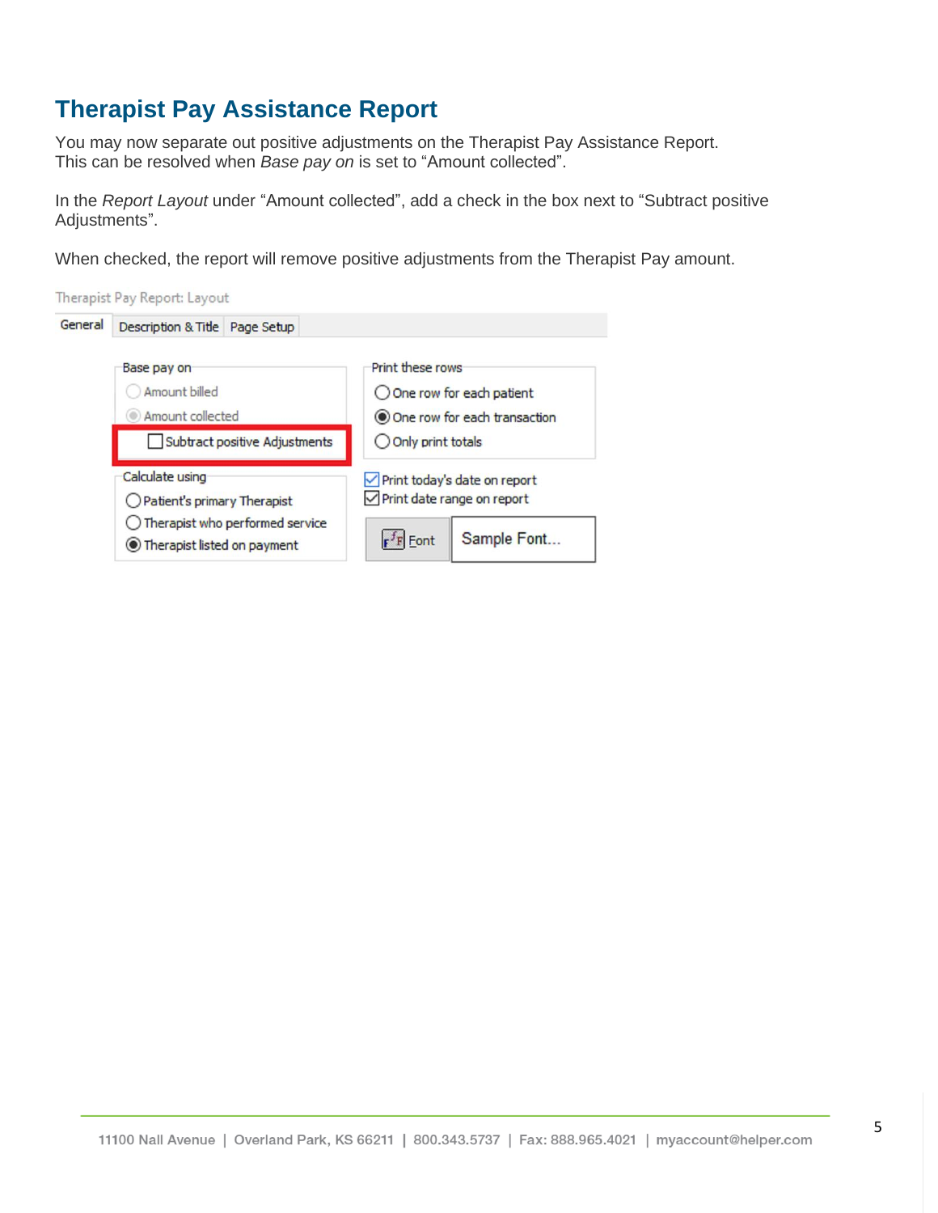## Therapist Pay Assistance Report

You may now separate out positive adjustments on the Therapist Pay Assistance Report. This can be resolved when *Base pay on* is set to "Amount collected".

In the *Report Layout* under "Amount collected", add a check in the box next to "Subtract positive Adjustments".

When checked, the report will remove positive adjustments from the Therapist Pay amount.

Therapist Pay Report: Layout

General | Description & Title | Page Setup

Base pay on
- Amount billed
- Amount collected
  - Subtract positive Adjustments

Print these rows
- One row for each patient
- One row for each transaction
- Only print totals

Calculate using
- Patient's primary Therapist
- Therapist who performed service
- Therapist listed on payment

- Print today's date on report
- Print date range on report

Font | Sample Font...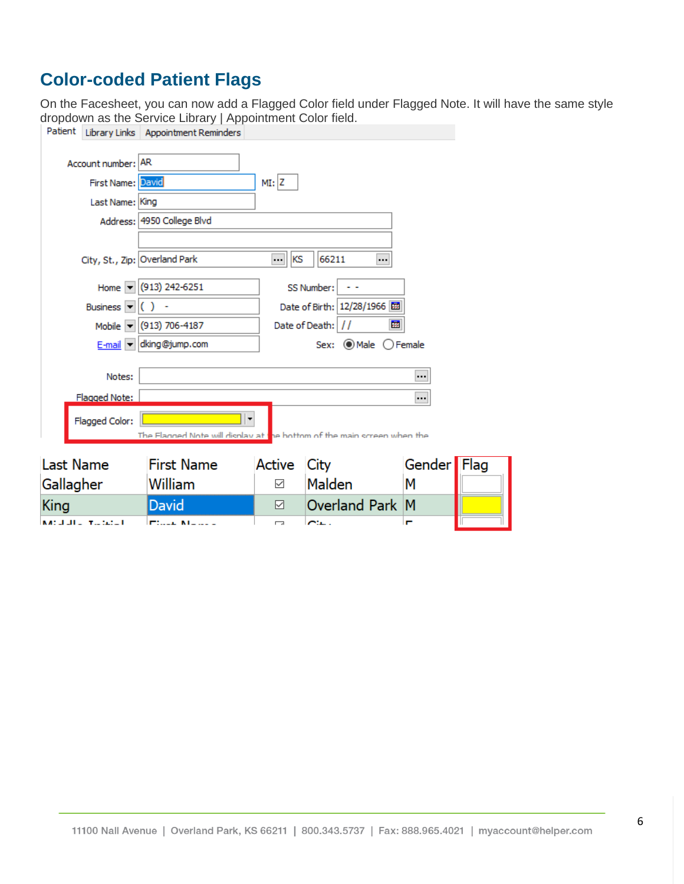## Color-coded Patient Flags

On the Facesheet, you can now add a Flagged Color field under Flagged Note. It will have the same style dropdown as the Service Library | Appointment Color field.